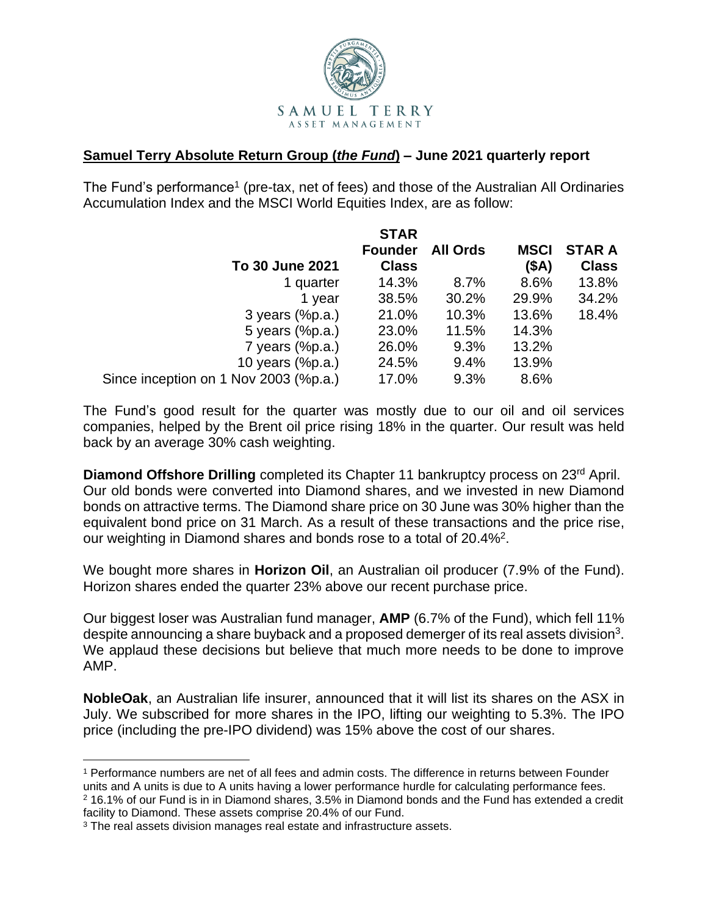SAMUEL TERRY
ASSET MANAGEMENT

**Samuel Terry Absolute Return Group (*the Fund*) – June 2021 quarterly report**

The Fund's performance[1] (pre-tax, net of fees) and those of the Australian All Ordinaries Accumulation Index and the MSCI World Equities Index, are as follow:

| To 30 June 2021 | STAR Founder Class | All Ords | MSCI ($A) | STAR A Class |
|---|---|---|---|---|
| 1 quarter | 14.3% | 8.7% | 8.6% | 13.8% |
| 1 year | 38.5% | 30.2% | 29.9% | 34.2% |
| 3 years (%p.a.) | 21.0% | 10.3% | 13.6% | 18.4% |
| 5 years (%p.a.) | 23.0% | 11.5% | 14.3% | |
| 7 years (%p.a.) | 26.0% | 9.3% | 13.2% | |
| 10 years (%p.a.) | 24.5% | 9.4% | 13.9% | |
| Since inception on 1 Nov 2003 (%p.a.) | 17.0% | 9.3% | 8.6% | |

The Fund's good result for the quarter was mostly due to our oil and oil services companies, helped by the Brent oil price rising 18% in the quarter. Our result was held back by an average 30% cash weighting.

**Diamond Offshore Drilling** completed its Chapter 11 bankruptcy process on 23rd April. Our old bonds were converted into Diamond shares, and we invested in new Diamond bonds on attractive terms. The Diamond share price on 30 June was 30% higher than the equivalent bond price on 31 March. As a result of these transactions and the price rise, our weighting in Diamond shares and bonds rose to a total of 20.4%[2].

We bought more shares in **Horizon Oil**, an Australian oil producer (7.9% of the Fund). Horizon shares ended the quarter 23% above our recent purchase price.

Our biggest loser was Australian fund manager, **AMP** (6.7% of the Fund), which fell 11% despite announcing a share buyback and a proposed demerger of its real assets division[3]. We applaud these decisions but believe that much more needs to be done to improve AMP.

**NobleOak**, an Australian life insurer, announced that it will list its shares on the ASX in July. We subscribed for more shares in the IPO, lifting our weighting to 5.3%. The IPO price (including the pre-IPO dividend) was 15% above the cost of our shares.

---

[1] Performance numbers are net of all fees and admin costs. The difference in returns between Founder units and A units is due to A units having a lower performance hurdle for calculating performance fees.

[2] 16.1% of our Fund is in in Diamond shares, 3.5% in Diamond bonds and the Fund has extended a credit facility to Diamond. These assets comprise 20.4% of our Fund.

[3] The real assets division manages real estate and infrastructure assets.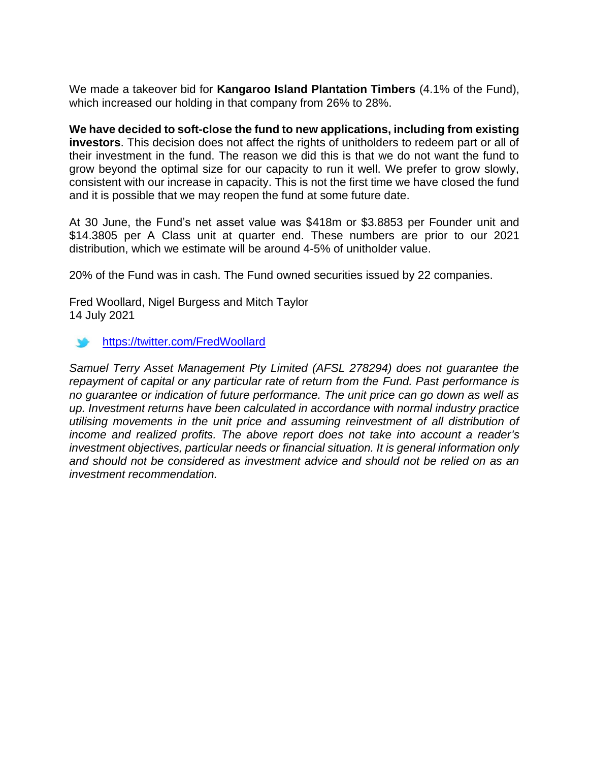We made a takeover bid for **Kangaroo Island Plantation Timbers** (4.1% of the Fund), which increased our holding in that company from 26% to 28%.

**We have decided to soft-close the fund to new applications, including from existing investors**. This decision does not affect the rights of unitholders to redeem part or all of their investment in the fund. The reason we did this is that we do not want the fund to grow beyond the optimal size for our capacity to run it well. We prefer to grow slowly, consistent with our increase in capacity. This is not the first time we have closed the fund and it is possible that we may reopen the fund at some future date.

At 30 June, the Fund's net asset value was $418m or $3.8853 per Founder unit and $14.3805 per A Class unit at quarter end. These numbers are prior to our 2021 distribution, which we estimate will be around 4-5% of unitholder value.

20% of the Fund was in cash. The Fund owned securities issued by 22 companies.

Fred Woollard, Nigel Burgess and Mitch Taylor
14 July 2021

https://twitter.com/FredWoollard

*Samuel Terry Asset Management Pty Limited (AFSL 278294) does not guarantee the repayment of capital or any particular rate of return from the Fund. Past performance is no guarantee or indication of future performance. The unit price can go down as well as up. Investment returns have been calculated in accordance with normal industry practice utilising movements in the unit price and assuming reinvestment of all distribution of income and realized profits. The above report does not take into account a reader's investment objectives, particular needs or financial situation. It is general information only and should not be considered as investment advice and should not be relied on as an investment recommendation.*